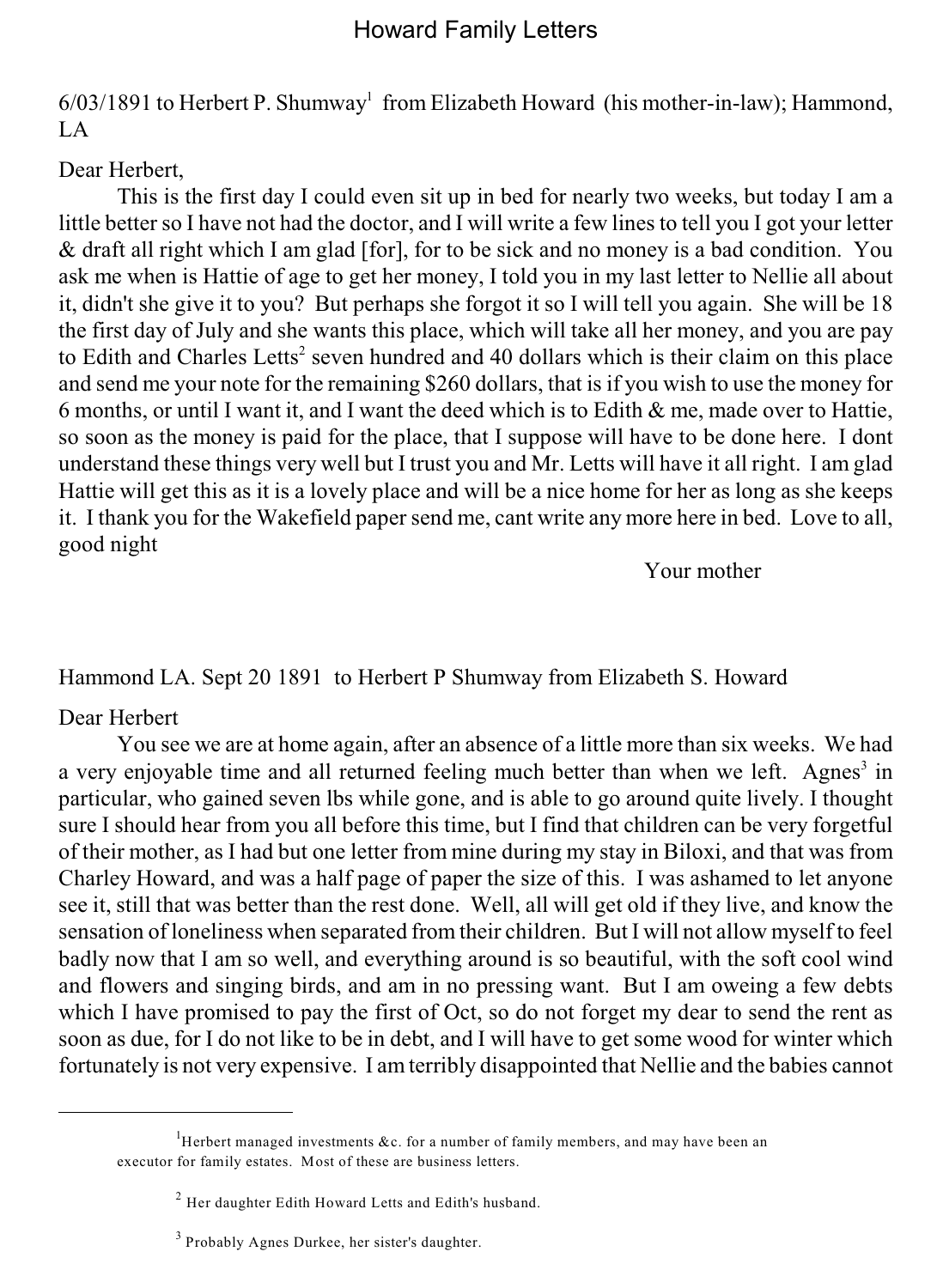# Howard Family Letters

6/03/1891 to Herbert P. Shumway[1] from Elizabeth Howard (his mother-in-law); Hammond, LA

Dear Herbert,

This is the first day I could even sit up in bed for nearly two weeks, but today I am a little better so I have not had the doctor, and I will write a few lines to tell you I got your letter & draft all right which I am glad [for], for to be sick and no money is a bad condition. You ask me when is Hattie of age to get her money, I told you in my last letter to Nellie all about it, didn't she give it to you? But perhaps she forgot it so I will tell you again. She will be 18 the first day of July and she wants this place, which will take all her money, and you are pay to Edith and Charles Letts[2] seven hundred and 40 dollars which is their claim on this place and send me your note for the remaining $260 dollars, that is if you wish to use the money for 6 months, or until I want it, and I want the deed which is to Edith & me, made over to Hattie, so soon as the money is paid for the place, that I suppose will have to be done here. I dont understand these things very well but I trust you and Mr. Letts will have it all right. I am glad Hattie will get this as it is a lovely place and will be a nice home for her as long as she keeps it. I thank you for the Wakefield paper send me, cant write any more here in bed. Love to all, good night

Your mother

Hammond LA. Sept 20 1891 to Herbert P Shumway from Elizabeth S. Howard

Dear Herbert

You see we are at home again, after an absence of a little more than six weeks. We had a very enjoyable time and all returned feeling much better than when we left. Agnes[3] in particular, who gained seven lbs while gone, and is able to go around quite lively. I thought sure I should hear from you all before this time, but I find that children can be very forgetful of their mother, as I had but one letter from mine during my stay in Biloxi, and that was from Charley Howard, and was a half page of paper the size of this. I was ashamed to let anyone see it, still that was better than the rest done. Well, all will get old if they live, and know the sensation of loneliness when separated from their children. But I will not allow myself to feel badly now that I am so well, and everything around is so beautiful, with the soft cool wind and flowers and singing birds, and am in no pressing want. But I am oweing a few debts which I have promised to pay the first of Oct, so do not forget my dear to send the rent as soon as due, for I do not like to be in debt, and I will have to get some wood for winter which fortunately is not very expensive. I am terribly disappointed that Nellie and the babies cannot

---

[1] Herbert managed investments &c. for a number of family members, and may have been an executor for family estates. Most of these are business letters.

[2] Her daughter Edith Howard Letts and Edith's husband.

[3] Probably Agnes Durkee, her sister's daughter.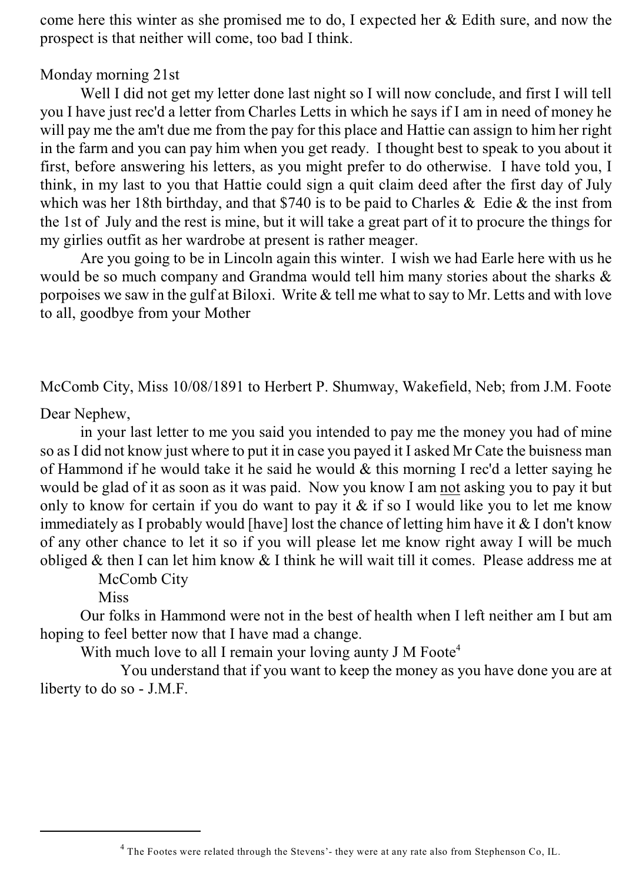come here this winter as she promised me to do, I expected her & Edith sure, and now the prospect is that neither will come, too bad I think.

Monday morning 21st

Well I did not get my letter done last night so I will now conclude, and first I will tell you I have just rec'd a letter from Charles Letts in which he says if I am in need of money he will pay me the am't due me from the pay for this place and Hattie can assign to him her right in the farm and you can pay him when you get ready. I thought best to speak to you about it first, before answering his letters, as you might prefer to do otherwise. I have told you, I think, in my last to you that Hattie could sign a quit claim deed after the first day of July which was her 18th birthday, and that $740 is to be paid to Charles & Edie & the inst from the 1st of July and the rest is mine, but it will take a great part of it to procure the things for my girlies outfit as her wardrobe at present is rather meager.

Are you going to be in Lincoln again this winter. I wish we had Earle here with us he would be so much company and Grandma would tell him many stories about the sharks & porpoises we saw in the gulf at Biloxi. Write & tell me what to say to Mr. Letts and with love to all, goodbye from your Mother

McComb City, Miss 10/08/1891 to Herbert P. Shumway, Wakefield, Neb; from J.M. Foote

Dear Nephew,

in your last letter to me you said you intended to pay me the money you had of mine so as I did not know just where to put it in case you payed it I asked Mr Cate the buisness man of Hammond if he would take it he said he would & this morning I rec'd a letter saying he would be glad of it as soon as it was paid. Now you know I am <u>not</u> asking you to pay it but only to know for certain if you do want to pay it & if so I would like you to let me know immediately as I probably would [have] lost the chance of letting him have it & I don't know of any other chance to let it so if you will please let me know right away I will be much obliged & then I can let him know & I think he will wait till it comes. Please address me at

McComb City
Miss

Our folks in Hammond were not in the best of health when I left neither am I but am hoping to feel better now that I have mad a change.

With much love to all I remain your loving aunty J M Foote[4]

You understand that if you want to keep the money as you have done you are at liberty to do so - J.M.F.

---

[4] The Footes were related through the Stevens'- they were at any rate also from Stephenson Co, IL.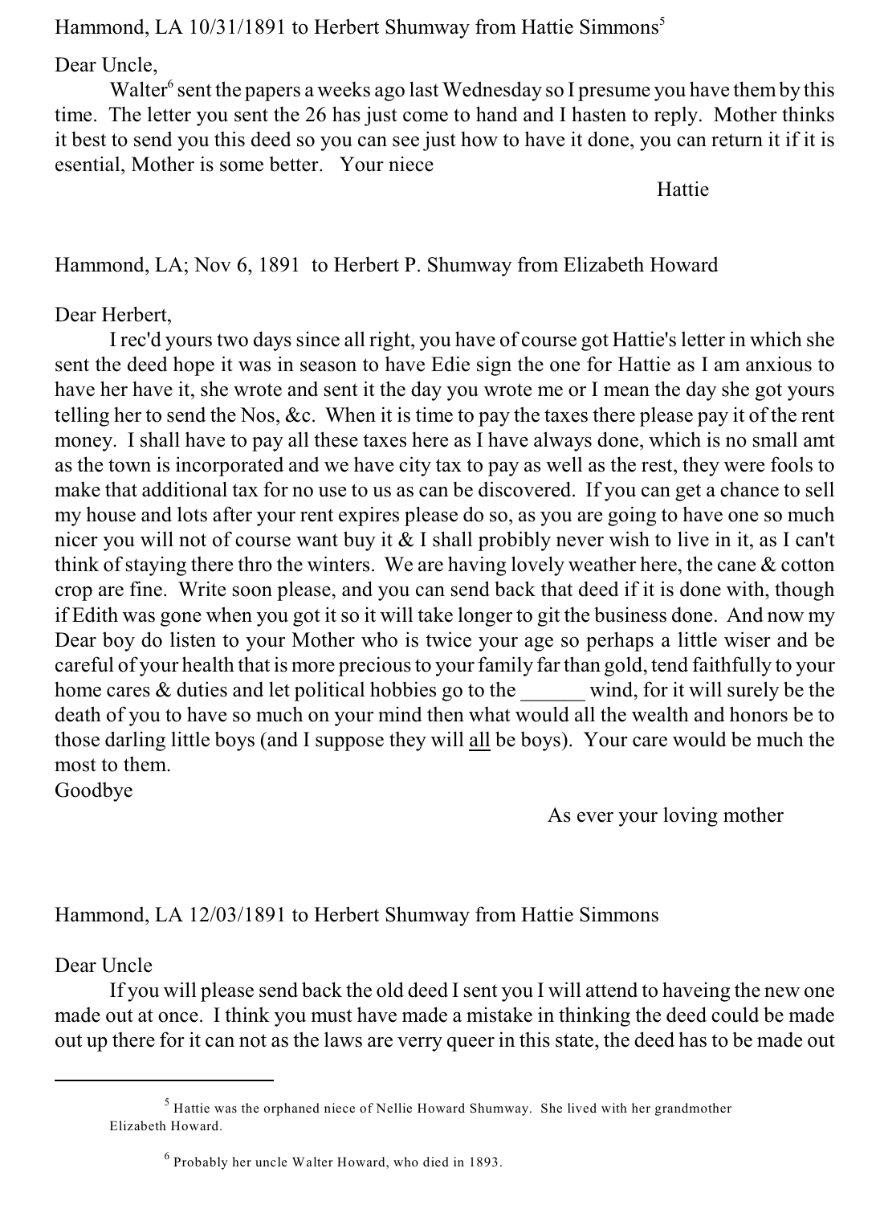Hammond, LA 10/31/1891 to Herbert Shumway from Hattie Simmons[5]

Dear Uncle,

Walter[6] sent the papers a weeks ago last Wednesday so I presume you have them by this time. The letter you sent the 26 has just come to hand and I hasten to reply. Mother thinks it best to send you this deed so you can see just how to have it done, you can return it if it is esential, Mother is some better. Your niece

Hattie

Hammond, LA; Nov 6, 1891 to Herbert P. Shumway from Elizabeth Howard

Dear Herbert,

I rec'd yours two days since all right, you have of course got Hattie's letter in which she sent the deed hope it was in season to have Edie sign the one for Hattie as I am anxious to have her have it, she wrote and sent it the day you wrote me or I mean the day she got yours telling her to send the Nos, &c. When it is time to pay the taxes there please pay it of the rent money. I shall have to pay all these taxes here as I have always done, which is no small amt as the town is incorporated and we have city tax to pay as well as the rest, they were fools to make that additional tax for no use to us as can be discovered. If you can get a chance to sell my house and lots after your rent expires please do so, as you are going to have one so much nicer you will not of course want buy it & I shall probibly never wish to live in it, as I can't think of staying there thro the winters. We are having lovely weather here, the cane & cotton crop are fine. Write soon please, and you can send back that deed if it is done with, though if Edith was gone when you got it so it will take longer to git the business done. And now my Dear boy do listen to your Mother who is twice your age so perhaps a little wiser and be careful of your health that is more precious to your family far than gold, tend faithfully to your home cares & duties and let political hobbies go to the ______ wind, for it will surely be the death of you to have so much on your mind then what would all the wealth and honors be to those darling little boys (and I suppose they will <u>all</u> be boys). Your care would be much the most to them.

Goodbye

As ever your loving mother

Hammond, LA 12/03/1891 to Herbert Shumway from Hattie Simmons

Dear Uncle

If you will please send back the old deed I sent you I will attend to haveing the new one made out at once. I think you must have made a mistake in thinking the deed could be made out up there for it can not as the laws are verry queer in this state, the deed has to be made out

---

[5] Hattie was the orphaned niece of Nellie Howard Shumway. She lived with her grandmother Elizabeth Howard.

[6] Probably her uncle Walter Howard, who died in 1893.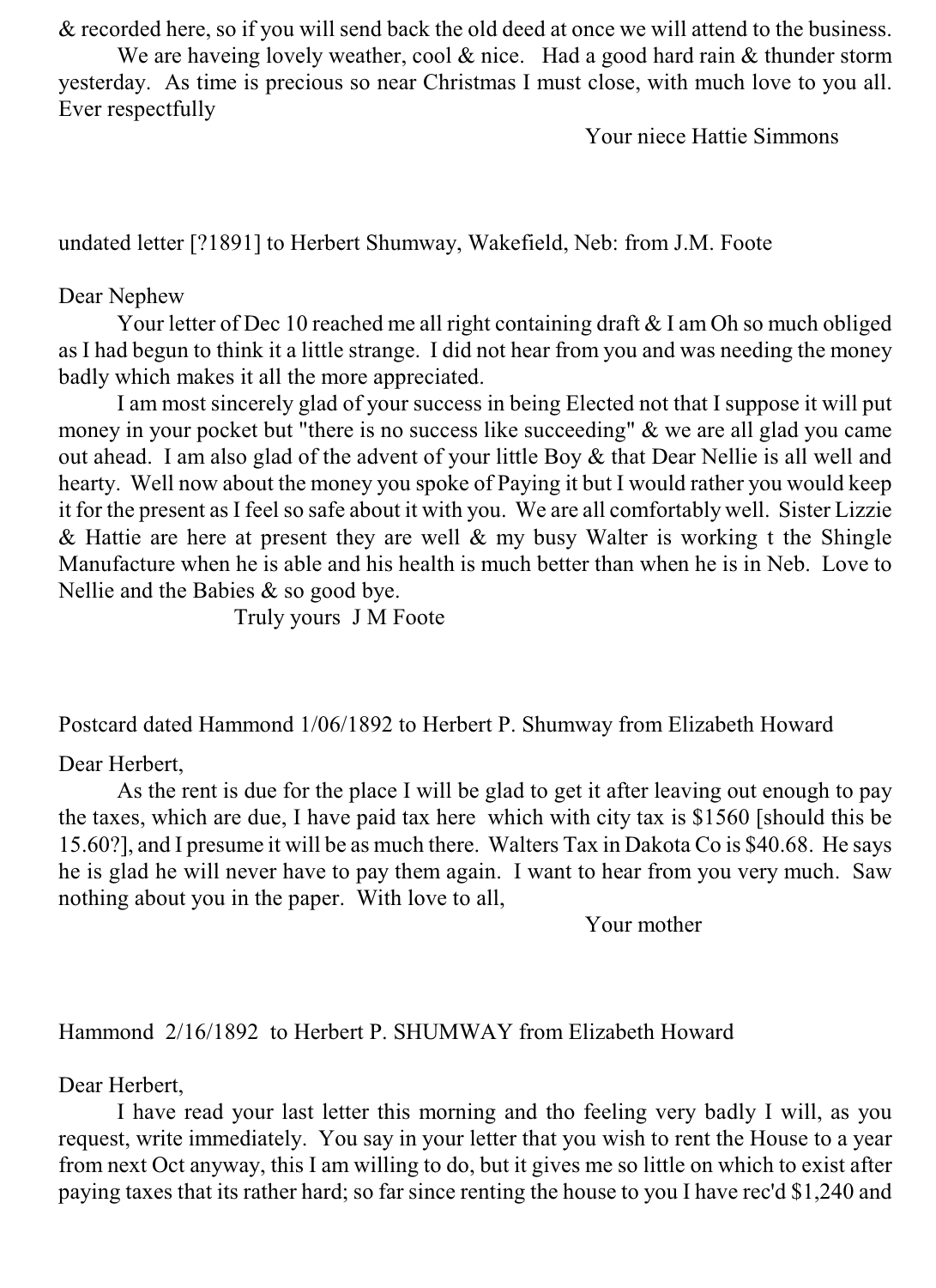& recorded here, so if you will send back the old deed at once we will attend to the business.

We are haveing lovely weather, cool & nice.   Had a good hard rain & thunder storm yesterday.  As time is precious so near Christmas I must close, with much love to you all.  Ever respectfully

Your niece Hattie Simmons

undated letter [?1891] to Herbert Shumway, Wakefield, Neb: from J.M. Foote

Dear Nephew

Your letter of Dec 10 reached me all right containing draft & I am Oh so much obliged as I had begun to think it a little strange.  I did not hear from you and was needing the money badly which makes it all the more appreciated.

I am most sincerely glad of your success in being Elected not that I suppose it will put money in your pocket but "there is no success like succeeding" & we are all glad you came out ahead.  I am also glad of the advent of your little Boy & that Dear Nellie is all well and hearty.  Well now about the money you spoke of Paying it but I would rather you would keep it for the present as I feel so safe about it with you.  We are all comfortably well.  Sister Lizzie & Hattie are here at present they are well & my busy Walter is working t the Shingle Manufacture when he is able and his health is much better than when he is in Neb.  Love to Nellie and the Babies & so good bye.

Truly yours  J M Foote

Postcard dated Hammond 1/06/1892 to Herbert P. Shumway from Elizabeth Howard

Dear Herbert,

As the rent is due for the place I will be glad to get it after leaving out enough to pay the taxes, which are due, I have paid tax here  which with city tax is $1560 [should this be 15.60?], and I presume it will be as much there.  Walters Tax in Dakota Co is $40.68.  He says he is glad he will never have to pay them again.  I want to hear from you very much.  Saw nothing about you in the paper.  With love to all,

Your mother

Hammond  2/16/1892  to Herbert P. SHUMWAY from Elizabeth Howard

Dear Herbert,

I have read your last letter this morning and tho feeling very badly I will, as you request, write immediately.  You say in your letter that you wish to rent the House to a year from next Oct anyway, this I am willing to do, but it gives me so little on which to exist after paying taxes that its rather hard; so far since renting the house to you I have rec'd $1,240 and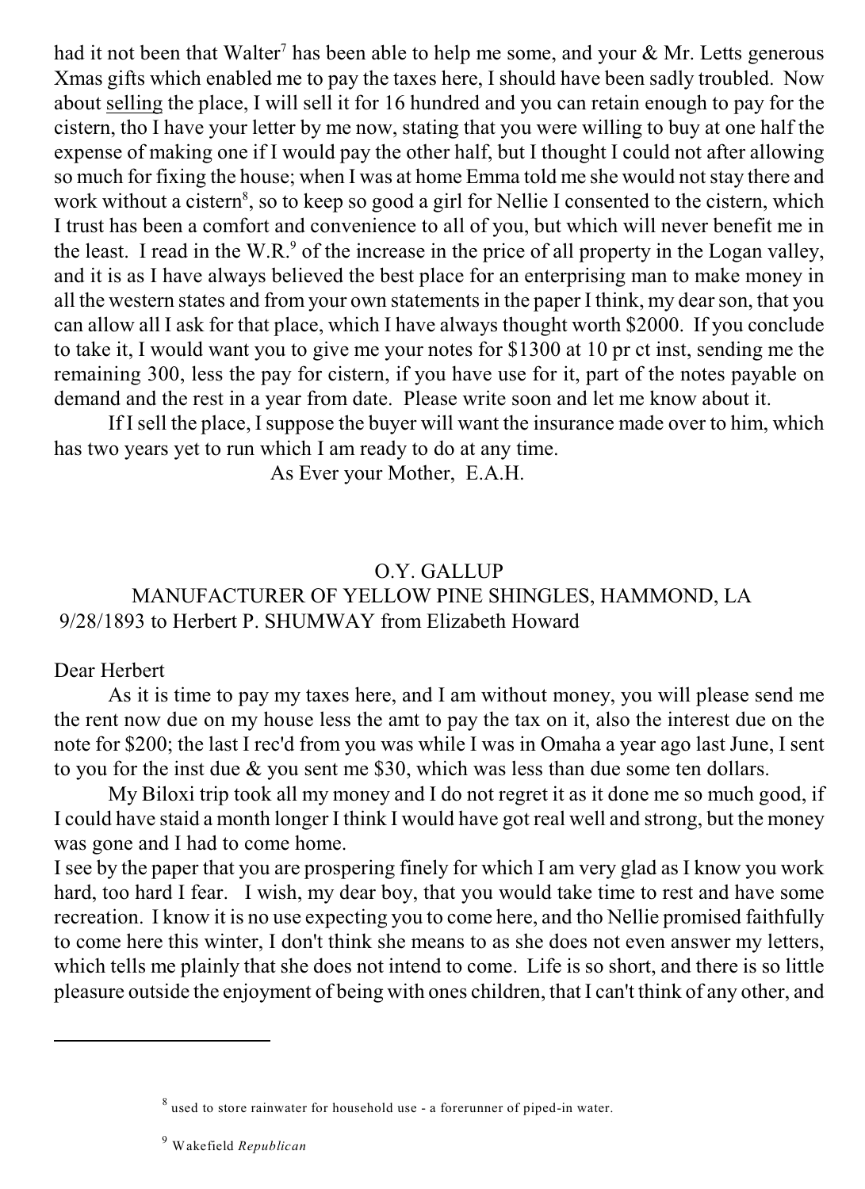had it not been that Walter[7] has been able to help me some, and your & Mr. Letts generous Xmas gifts which enabled me to pay the taxes here, I should have been sadly troubled. Now about selling the place, I will sell it for 16 hundred and you can retain enough to pay for the cistern, tho I have your letter by me now, stating that you were willing to buy at one half the expense of making one if I would pay the other half, but I thought I could not after allowing so much for fixing the house; when I was at home Emma told me she would not stay there and work without a cistern[8], so to keep so good a girl for Nellie I consented to the cistern, which I trust has been a comfort and convenience to all of you, but which will never benefit me in the least. I read in the W.R.[9] of the increase in the price of all property in the Logan valley, and it is as I have always believed the best place for an enterprising man to make money in all the western states and from your own statements in the paper I think, my dear son, that you can allow all I ask for that place, which I have always thought worth $2000. If you conclude to take it, I would want you to give me your notes for $1300 at 10 pr ct inst, sending me the remaining 300, less the pay for cistern, if you have use for it, part of the notes payable on demand and the rest in a year from date. Please write soon and let me know about it.

If I sell the place, I suppose the buyer will want the insurance made over to him, which has two years yet to run which I am ready to do at any time.

As Ever your Mother, E.A.H.

O.Y. GALLUP
MANUFACTURER OF YELLOW PINE SHINGLES, HAMMOND, LA
9/28/1893 to Herbert P. SHUMWAY from Elizabeth Howard

Dear Herbert

As it is time to pay my taxes here, and I am without money, you will please send me the rent now due on my house less the amt to pay the tax on it, also the interest due on the note for $200; the last I rec'd from you was while I was in Omaha a year ago last June, I sent to you for the inst due & you sent me $30, which was less than due some ten dollars.

My Biloxi trip took all my money and I do not regret it as it done me so much good, if I could have staid a month longer I think I would have got real well and strong, but the money was gone and I had to come home.

I see by the paper that you are prospering finely for which I am very glad as I know you work hard, too hard I fear. I wish, my dear boy, that you would take time to rest and have some recreation. I know it is no use expecting you to come here, and tho Nellie promised faithfully to come here this winter, I don't think she means to as she does not even answer my letters, which tells me plainly that she does not intend to come. Life is so short, and there is so little pleasure outside the enjoyment of being with ones children, that I can't think of any other, and

---

[8] used to store rainwater for household use - a forerunner of piped-in water.

[9] Wakefield *Republican*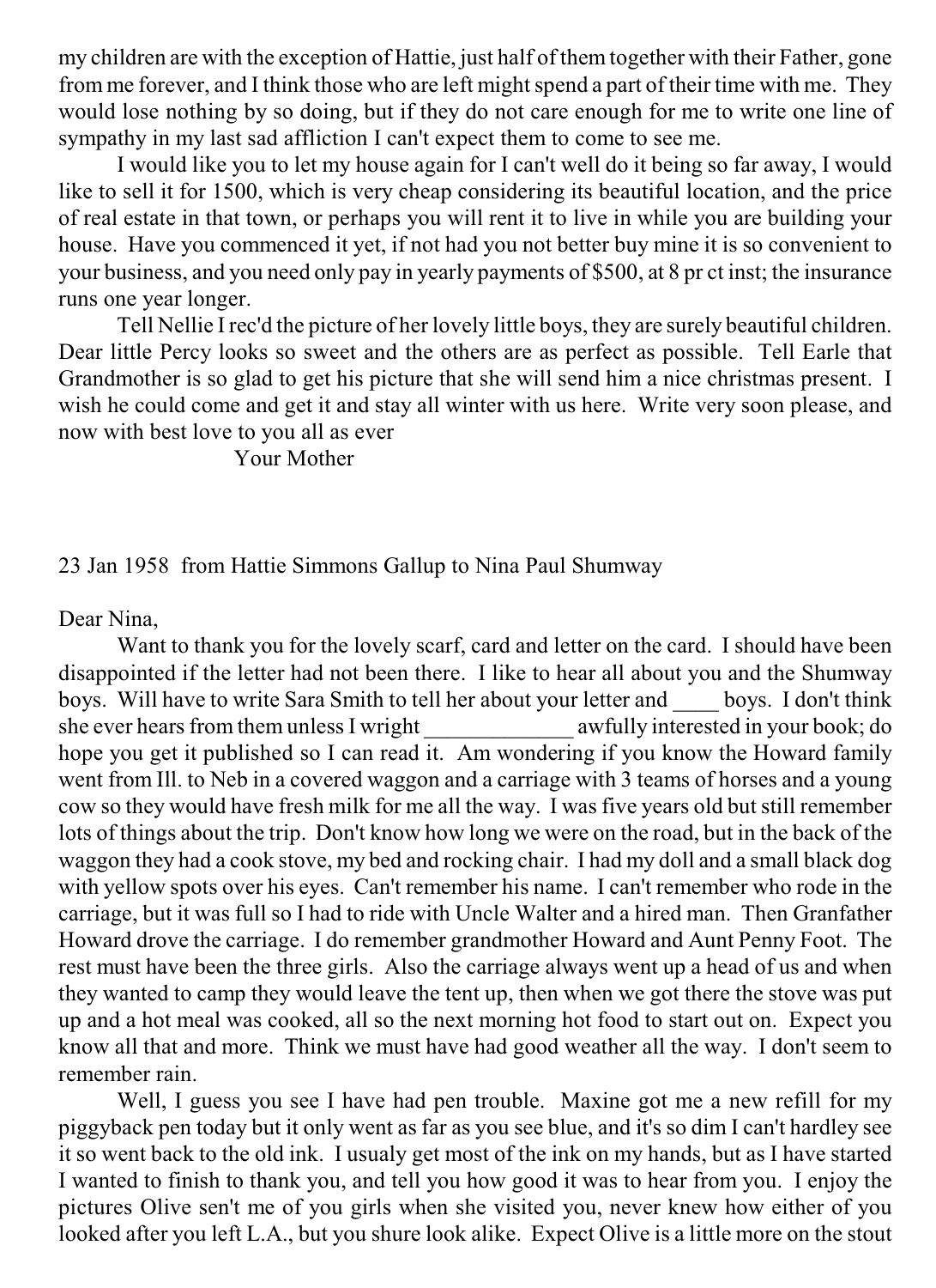my children are with the exception of Hattie, just half of them together with their Father, gone from me forever, and I think those who are left might spend a part of their time with me. They would lose nothing by so doing, but if they do not care enough for me to write one line of sympathy in my last sad affliction I can't expect them to come to see me.

I would like you to let my house again for I can't well do it being so far away, I would like to sell it for 1500, which is very cheap considering its beautiful location, and the price of real estate in that town, or perhaps you will rent it to live in while you are building your house. Have you commenced it yet, if not had you not better buy mine it is so convenient to your business, and you need only pay in yearly payments of $500, at 8 pr ct inst; the insurance runs one year longer.

Tell Nellie I rec'd the picture of her lovely little boys, they are surely beautiful children. Dear little Percy looks so sweet and the others are as perfect as possible. Tell Earle that Grandmother is so glad to get his picture that she will send him a nice christmas present. I wish he could come and get it and stay all winter with us here. Write very soon please, and now with best love to you all as ever

Your Mother

23 Jan 1958 from Hattie Simmons Gallup to Nina Paul Shumway

Dear Nina,

Want to thank you for the lovely scarf, card and letter on the card. I should have been disappointed if the letter had not been there. I like to hear all about you and the Shumway boys. Will have to write Sara Smith to tell her about your letter and ____ boys. I don't think she ever hears from them unless I wright _____________ awfully interested in your book; do hope you get it published so I can read it. Am wondering if you know the Howard family went from Ill. to Neb in a covered waggon and a carriage with 3 teams of horses and a young cow so they would have fresh milk for me all the way. I was five years old but still remember lots of things about the trip. Don't know how long we were on the road, but in the back of the waggon they had a cook stove, my bed and rocking chair. I had my doll and a small black dog with yellow spots over his eyes. Can't remember his name. I can't remember who rode in the carriage, but it was full so I had to ride with Uncle Walter and a hired man. Then Granfather Howard drove the carriage. I do remember grandmother Howard and Aunt Penny Foot. The rest must have been the three girls. Also the carriage always went up a head of us and when they wanted to camp they would leave the tent up, then when we got there the stove was put up and a hot meal was cooked, all so the next morning hot food to start out on. Expect you know all that and more. Think we must have had good weather all the way. I don't seem to remember rain.

Well, I guess you see I have had pen trouble. Maxine got me a new refill for my piggyback pen today but it only went as far as you see blue, and it's so dim I can't hardley see it so went back to the old ink. I usualy get most of the ink on my hands, but as I have started I wanted to finish to thank you, and tell you how good it was to hear from you. I enjoy the pictures Olive sen't me of you girls when she visited you, never knew how either of you looked after you left L.A., but you shure look alike. Expect Olive is a little more on the stout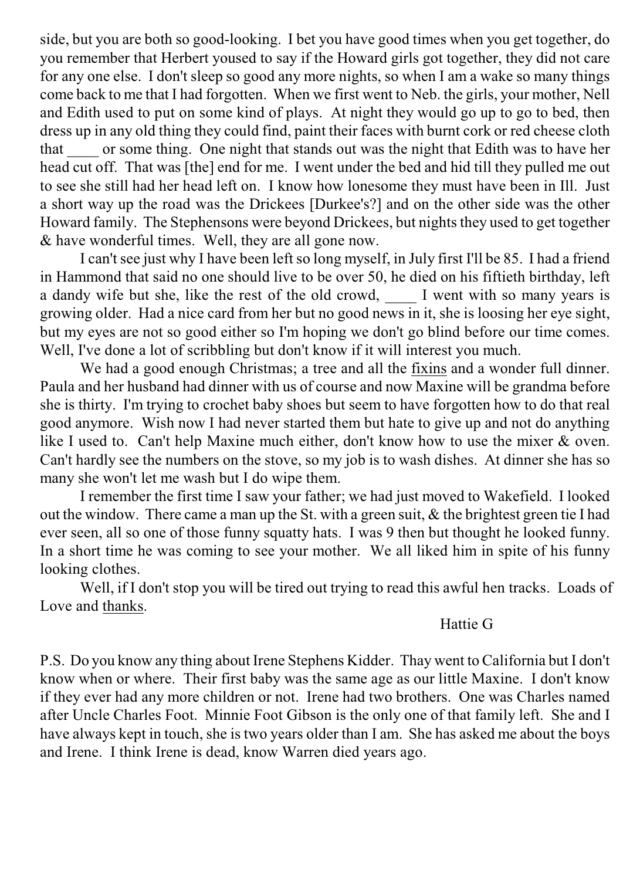side, but you are both so good-looking. I bet you have good times when you get together, do you remember that Herbert yoused to say if the Howard girls got together, they did not care for any one else. I don't sleep so good any more nights, so when I am a wake so many things come back to me that I had forgotten. When we first went to Neb. the girls, your mother, Nell and Edith used to put on some kind of plays. At night they would go up to go to bed, then dress up in any old thing they could find, paint their faces with burnt cork or red cheese cloth that ____ or some thing. One night that stands out was the night that Edith was to have her head cut off. That was [the] end for me. I went under the bed and hid till they pulled me out to see she still had her head left on. I know how lonesome they must have been in Ill. Just a short way up the road was the Drickees [Durkee's?] and on the other side was the other Howard family. The Stephensons were beyond Drickees, but nights they used to get together & have wonderful times. Well, they are all gone now.

I can't see just why I have been left so long myself, in July first I'll be 85. I had a friend in Hammond that said no one should live to be over 50, he died on his fiftieth birthday, left a dandy wife but she, like the rest of the old crowd, ____ I went with so many years is growing older. Had a nice card from her but no good news in it, she is loosing her eye sight, but my eyes are not so good either so I'm hoping we don't go blind before our time comes. Well, I've done a lot of scribbling but don't know if it will interest you much.

We had a good enough Christmas; a tree and all the <u>fixins</u> and a wonder full dinner. Paula and her husband had dinner with us of course and now Maxine will be grandma before she is thirty. I'm trying to crochet baby shoes but seem to have forgotten how to do that real good anymore. Wish now I had never started them but hate to give up and not do anything like I used to. Can't help Maxine much either, don't know how to use the mixer & oven. Can't hardly see the numbers on the stove, so my job is to wash dishes. At dinner she has so many she won't let me wash but I do wipe them.

I remember the first time I saw your father; we had just moved to Wakefield. I looked out the window. There came a man up the St. with a green suit, & the brightest green tie I had ever seen, all so one of those funny squatty hats. I was 9 then but thought he looked funny. In a short time he was coming to see your mother. We all liked him in spite of his funny looking clothes.

Well, if I don't stop you will be tired out trying to read this awful hen tracks. Loads of Love and <u>thanks</u>.

Hattie G

P.S. Do you know any thing about Irene Stephens Kidder. Thay went to California but I don't know when or where. Their first baby was the same age as our little Maxine. I don't know if they ever had any more children or not. Irene had two brothers. One was Charles named after Uncle Charles Foot. Minnie Foot Gibson is the only one of that family left. She and I have always kept in touch, she is two years older than I am. She has asked me about the boys and Irene. I think Irene is dead, know Warren died years ago.